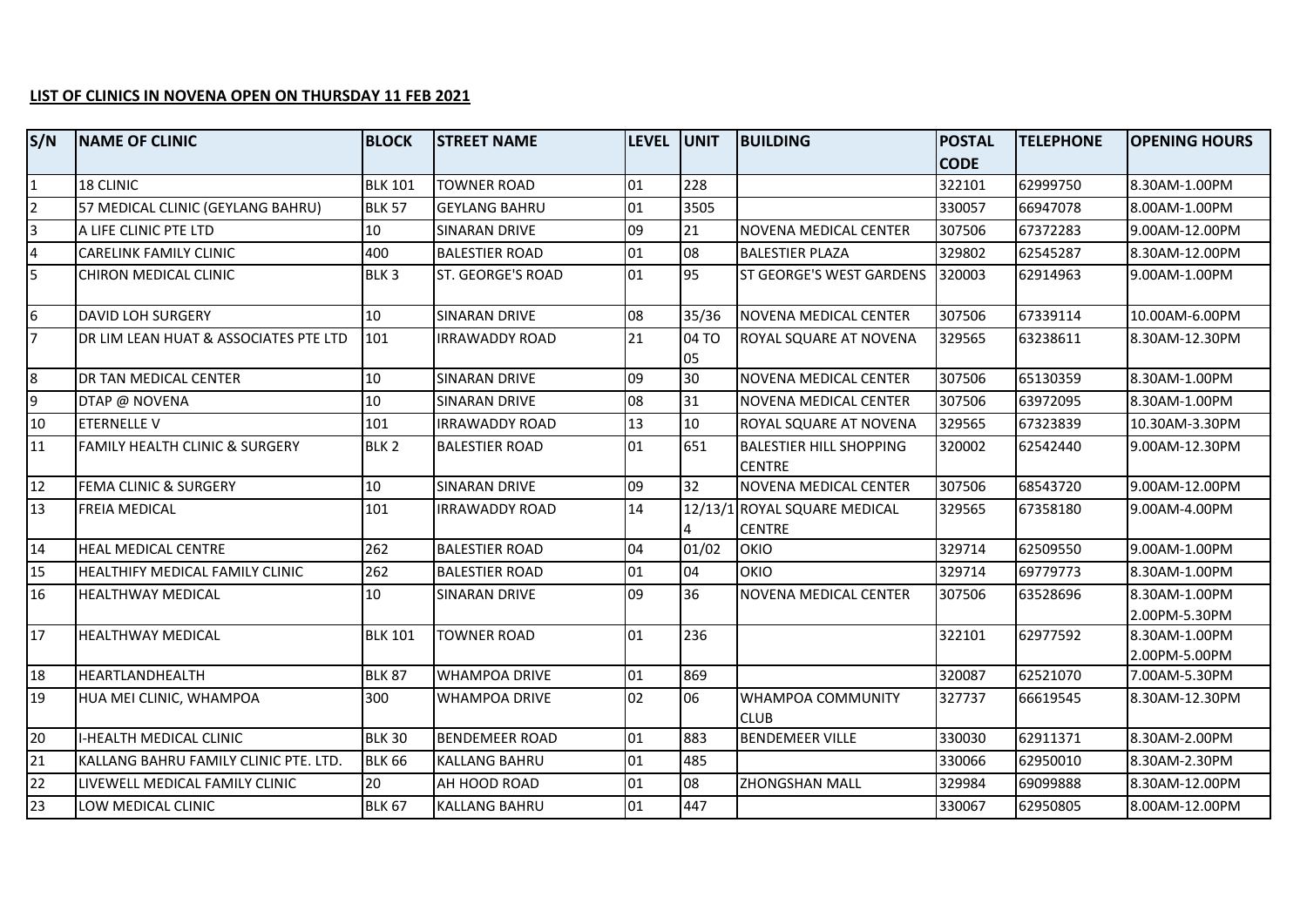**LIST OF CLINICS IN NOVENA OPEN ON THURSDAY 11 FEB 2021**

| S/N | NAME OF CLINIC | BLOCK | STREET NAME | LEVEL | UNIT | BUILDING | POSTAL CODE | TELEPHONE | OPENING HOURS |
|---|---|---|---|---|---|---|---|---|---|
| 1 | 18 CLINIC | BLK 101 | TOWNER ROAD | 01 | 228 | | 322101 | 62999750 | 8.30AM-1.00PM |
| 2 | 57 MEDICAL CLINIC (GEYLANG BAHRU) | BLK 57 | GEYLANG BAHRU | 01 | 3505 | | 330057 | 66947078 | 8.00AM-1.00PM |
| 3 | A LIFE CLINIC PTE LTD | 10 | SINARAN DRIVE | 09 | 21 | NOVENA MEDICAL CENTER | 307506 | 67372283 | 9.00AM-12.00PM |
| 4 | CARELINK FAMILY CLINIC | 400 | BALESTIER ROAD | 01 | 08 | BALESTIER PLAZA | 329802 | 62545287 | 8.30AM-12.00PM |
| 5 | CHIRON MEDICAL CLINIC | BLK 3 | ST. GEORGE'S ROAD | 01 | 95 | ST GEORGE'S WEST GARDENS | 320003 | 62914963 | 9.00AM-1.00PM |
| 6 | DAVID LOH SURGERY | 10 | SINARAN DRIVE | 08 | 35/36 | NOVENA MEDICAL CENTER | 307506 | 67339114 | 10.00AM-6.00PM |
| 7 | DR LIM LEAN HUAT & ASSOCIATES PTE LTD | 101 | IRRAWADDY ROAD | 21 | 04 TO 05 | ROYAL SQUARE AT NOVENA | 329565 | 63238611 | 8.30AM-12.30PM |
| 8 | DR TAN MEDICAL CENTER | 10 | SINARAN DRIVE | 09 | 30 | NOVENA MEDICAL CENTER | 307506 | 65130359 | 8.30AM-1.00PM |
| 9 | DTAP @ NOVENA | 10 | SINARAN DRIVE | 08 | 31 | NOVENA MEDICAL CENTER | 307506 | 63972095 | 8.30AM-1.00PM |
| 10 | ETERNELLE V | 101 | IRRAWADDY ROAD | 13 | 10 | ROYAL SQUARE AT NOVENA | 329565 | 67323839 | 10.30AM-3.30PM |
| 11 | FAMILY HEALTH CLINIC & SURGERY | BLK 2 | BALESTIER ROAD | 01 | 651 | BALESTIER HILL SHOPPING CENTRE | 320002 | 62542440 | 9.00AM-12.30PM |
| 12 | FEMA CLINIC & SURGERY | 10 | SINARAN DRIVE | 09 | 32 | NOVENA MEDICAL CENTER | 307506 | 68543720 | 9.00AM-12.00PM |
| 13 | FREIA MEDICAL | 101 | IRRAWADDY ROAD | 14 | 12/13/14 | ROYAL SQUARE MEDICAL CENTRE | 329565 | 67358180 | 9.00AM-4.00PM |
| 14 | HEAL MEDICAL CENTRE | 262 | BALESTIER ROAD | 04 | 01/02 | OKIO | 329714 | 62509550 | 9.00AM-1.00PM |
| 15 | HEALTHIFY MEDICAL FAMILY CLINIC | 262 | BALESTIER ROAD | 01 | 04 | OKIO | 329714 | 69779773 | 8.30AM-1.00PM |
| 16 | HEALTHWAY MEDICAL | 10 | SINARAN DRIVE | 09 | 36 | NOVENA MEDICAL CENTER | 307506 | 63528696 | 8.30AM-1.00PM 2.00PM-5.30PM |
| 17 | HEALTHWAY MEDICAL | BLK 101 | TOWNER ROAD | 01 | 236 | | 322101 | 62977592 | 8.30AM-1.00PM 2.00PM-5.00PM |
| 18 | HEARTLANDHEALTH | BLK 87 | WHAMPOA DRIVE | 01 | 869 | | 320087 | 62521070 | 7.00AM-5.30PM |
| 19 | HUA MEI CLINIC, WHAMPOA | 300 | WHAMPOA DRIVE | 02 | 06 | WHAMPOA COMMUNITY CLUB | 327737 | 66619545 | 8.30AM-12.30PM |
| 20 | I-HEALTH MEDICAL CLINIC | BLK 30 | BENDEMEER ROAD | 01 | 883 | BENDEMEER VILLE | 330030 | 62911371 | 8.30AM-2.00PM |
| 21 | KALLANG BAHRU FAMILY CLINIC PTE. LTD. | BLK 66 | KALLANG BAHRU | 01 | 485 | | 330066 | 62950010 | 8.30AM-2.30PM |
| 22 | LIVEWELL MEDICAL FAMILY CLINIC | 20 | AH HOOD ROAD | 01 | 08 | ZHONGSHAN MALL | 329984 | 69099888 | 8.30AM-12.00PM |
| 23 | LOW MEDICAL CLINIC | BLK 67 | KALLANG BAHRU | 01 | 447 | | 330067 | 62950805 | 8.00AM-12.00PM |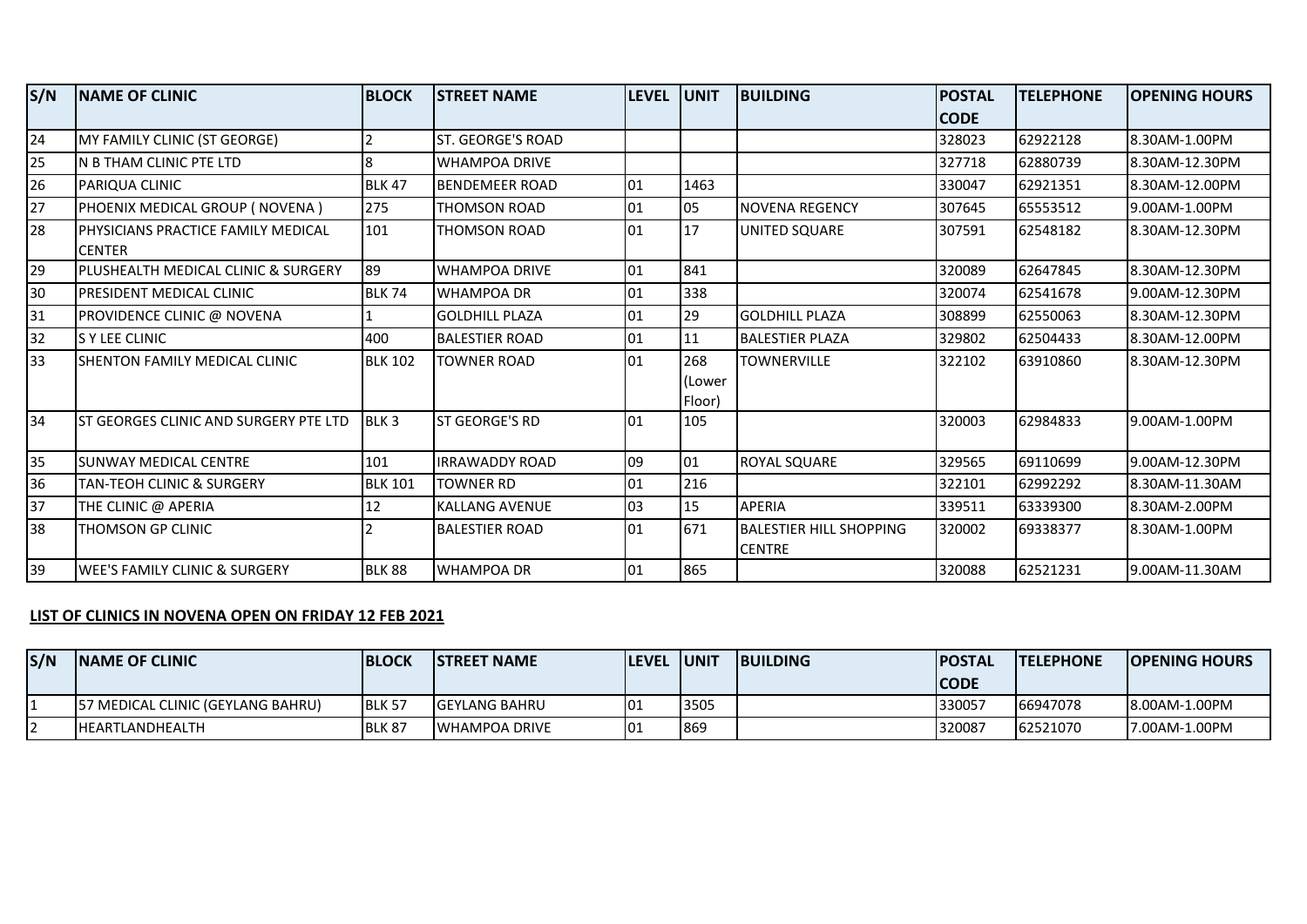| S/N | NAME OF CLINIC | BLOCK | STREET NAME | LEVEL | UNIT | BUILDING | POSTAL CODE | TELEPHONE | OPENING HOURS |
|---|---|---|---|---|---|---|---|---|---|
| 24 | MY FAMILY CLINIC (ST GEORGE) | 2 | ST. GEORGE'S ROAD | | | | 328023 | 62922128 | 8.30AM-1.00PM |
| 25 | N B THAM CLINIC PTE LTD | 8 | WHAMPOA DRIVE | | | | 327718 | 62880739 | 8.30AM-12.30PM |
| 26 | PARIQUA CLINIC | BLK 47 | BENDEMEER ROAD | 01 | 1463 | | 330047 | 62921351 | 8.30AM-12.00PM |
| 27 | PHOENIX MEDICAL GROUP ( NOVENA ) | 275 | THOMSON ROAD | 01 | 05 | NOVENA REGENCY | 307645 | 65553512 | 9.00AM-1.00PM |
| 28 | PHYSICIANS PRACTICE FAMILY MEDICAL CENTER | 101 | THOMSON ROAD | 01 | 17 | UNITED SQUARE | 307591 | 62548182 | 8.30AM-12.30PM |
| 29 | PLUSHEALTH MEDICAL CLINIC & SURGERY | 89 | WHAMPOA DRIVE | 01 | 841 | | 320089 | 62647845 | 8.30AM-12.30PM |
| 30 | PRESIDENT MEDICAL CLINIC | BLK 74 | WHAMPOA DR | 01 | 338 | | 320074 | 62541678 | 9.00AM-12.30PM |
| 31 | PROVIDENCE CLINIC @ NOVENA | 1 | GOLDHILL PLAZA | 01 | 29 | GOLDHILL PLAZA | 308899 | 62550063 | 8.30AM-12.30PM |
| 32 | S Y LEE CLINIC | 400 | BALESTIER ROAD | 01 | 11 | BALESTIER PLAZA | 329802 | 62504433 | 8.30AM-12.00PM |
| 33 | SHENTON FAMILY MEDICAL CLINIC | BLK 102 | TOWNER ROAD | 01 | 268 (Lower Floor) | TOWNERVILLE | 322102 | 63910860 | 8.30AM-12.30PM |
| 34 | ST GEORGES CLINIC AND SURGERY PTE LTD | BLK 3 | ST GEORGE'S RD | 01 | 105 | | 320003 | 62984833 | 9.00AM-1.00PM |
| 35 | SUNWAY MEDICAL CENTRE | 101 | IRRAWADDY ROAD | 09 | 01 | ROYAL SQUARE | 329565 | 69110699 | 9.00AM-12.30PM |
| 36 | TAN-TEOH CLINIC & SURGERY | BLK 101 | TOWNER RD | 01 | 216 | | 322101 | 62992292 | 8.30AM-11.30AM |
| 37 | THE CLINIC @ APERIA | 12 | KALLANG AVENUE | 03 | 15 | APERIA | 339511 | 63339300 | 8.30AM-2.00PM |
| 38 | THOMSON GP CLINIC | 2 | BALESTIER ROAD | 01 | 671 | BALESTIER HILL SHOPPING CENTRE | 320002 | 69338377 | 8.30AM-1.00PM |
| 39 | WEE'S FAMILY CLINIC & SURGERY | BLK 88 | WHAMPOA DR | 01 | 865 | | 320088 | 62521231 | 9.00AM-11.30AM |

**LIST OF CLINICS IN NOVENA OPEN ON FRIDAY 12 FEB 2021**

| S/N | NAME OF CLINIC | BLOCK | STREET NAME | LEVEL | UNIT | BUILDING | POSTAL CODE | TELEPHONE | OPENING HOURS |
|---|---|---|---|---|---|---|---|---|---|
| 1 | 57 MEDICAL CLINIC (GEYLANG BAHRU) | BLK 57 | GEYLANG BAHRU | 01 | 3505 | | 330057 | 66947078 | 8.00AM-1.00PM |
| 2 | HEARTLANDHEALTH | BLK 87 | WHAMPOA DRIVE | 01 | 869 | | 320087 | 62521070 | 7.00AM-1.00PM |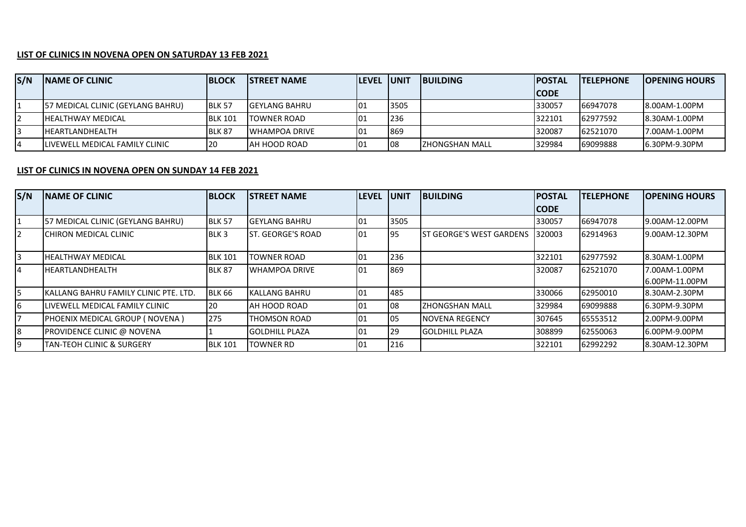**LIST OF CLINICS IN NOVENA OPEN ON SATURDAY 13 FEB 2021**

| S/N | NAME OF CLINIC | BLOCK | STREET NAME | LEVEL | UNIT | BUILDING | POSTAL CODE | TELEPHONE | OPENING HOURS |
|---|---|---|---|---|---|---|---|---|---|
| 1 | 57 MEDICAL CLINIC (GEYLANG BAHRU) | BLK 57 | GEYLANG BAHRU | 01 | 3505 | | 330057 | 66947078 | 8.00AM-1.00PM |
| 2 | HEALTHWAY MEDICAL | BLK 101 | TOWNER ROAD | 01 | 236 | | 322101 | 62977592 | 8.30AM-1.00PM |
| 3 | HEARTLANDHEALTH | BLK 87 | WHAMPOA DRIVE | 01 | 869 | | 320087 | 62521070 | 7.00AM-1.00PM |
| 4 | LIVEWELL MEDICAL FAMILY CLINIC | 20 | AH HOOD ROAD | 01 | 08 | ZHONGSHAN MALL | 329984 | 69099888 | 6.30PM-9.30PM |

**LIST OF CLINICS IN NOVENA OPEN ON SUNDAY 14 FEB 2021**

| S/N | NAME OF CLINIC | BLOCK | STREET NAME | LEVEL | UNIT | BUILDING | POSTAL CODE | TELEPHONE | OPENING HOURS |
|---|---|---|---|---|---|---|---|---|---|
| 1 | 57 MEDICAL CLINIC (GEYLANG BAHRU) | BLK 57 | GEYLANG BAHRU | 01 | 3505 | | 330057 | 66947078 | 9.00AM-12.00PM |
| 2 | CHIRON MEDICAL CLINIC | BLK 3 | ST. GEORGE'S ROAD | 01 | 95 | ST GEORGE'S WEST GARDENS | 320003 | 62914963 | 9.00AM-12.30PM |
| 3 | HEALTHWAY MEDICAL | BLK 101 | TOWNER ROAD | 01 | 236 | | 322101 | 62977592 | 8.30AM-1.00PM |
| 4 | HEARTLANDHEALTH | BLK 87 | WHAMPOA DRIVE | 01 | 869 | | 320087 | 62521070 | 7.00AM-1.00PM 6.00PM-11.00PM |
| 5 | KALLANG BAHRU FAMILY CLINIC PTE. LTD. | BLK 66 | KALLANG BAHRU | 01 | 485 | | 330066 | 62950010 | 8.30AM-2.30PM |
| 6 | LIVEWELL MEDICAL FAMILY CLINIC | 20 | AH HOOD ROAD | 01 | 08 | ZHONGSHAN MALL | 329984 | 69099888 | 6.30PM-9.30PM |
| 7 | PHOENIX MEDICAL GROUP ( NOVENA ) | 275 | THOMSON ROAD | 01 | 05 | NOVENA REGENCY | 307645 | 65553512 | 2.00PM-9.00PM |
| 8 | PROVIDENCE CLINIC @ NOVENA | 1 | GOLDHILL PLAZA | 01 | 29 | GOLDHILL PLAZA | 308899 | 62550063 | 6.00PM-9.00PM |
| 9 | TAN-TEOH CLINIC & SURGERY | BLK 101 | TOWNER RD | 01 | 216 | | 322101 | 62992292 | 8.30AM-12.30PM |